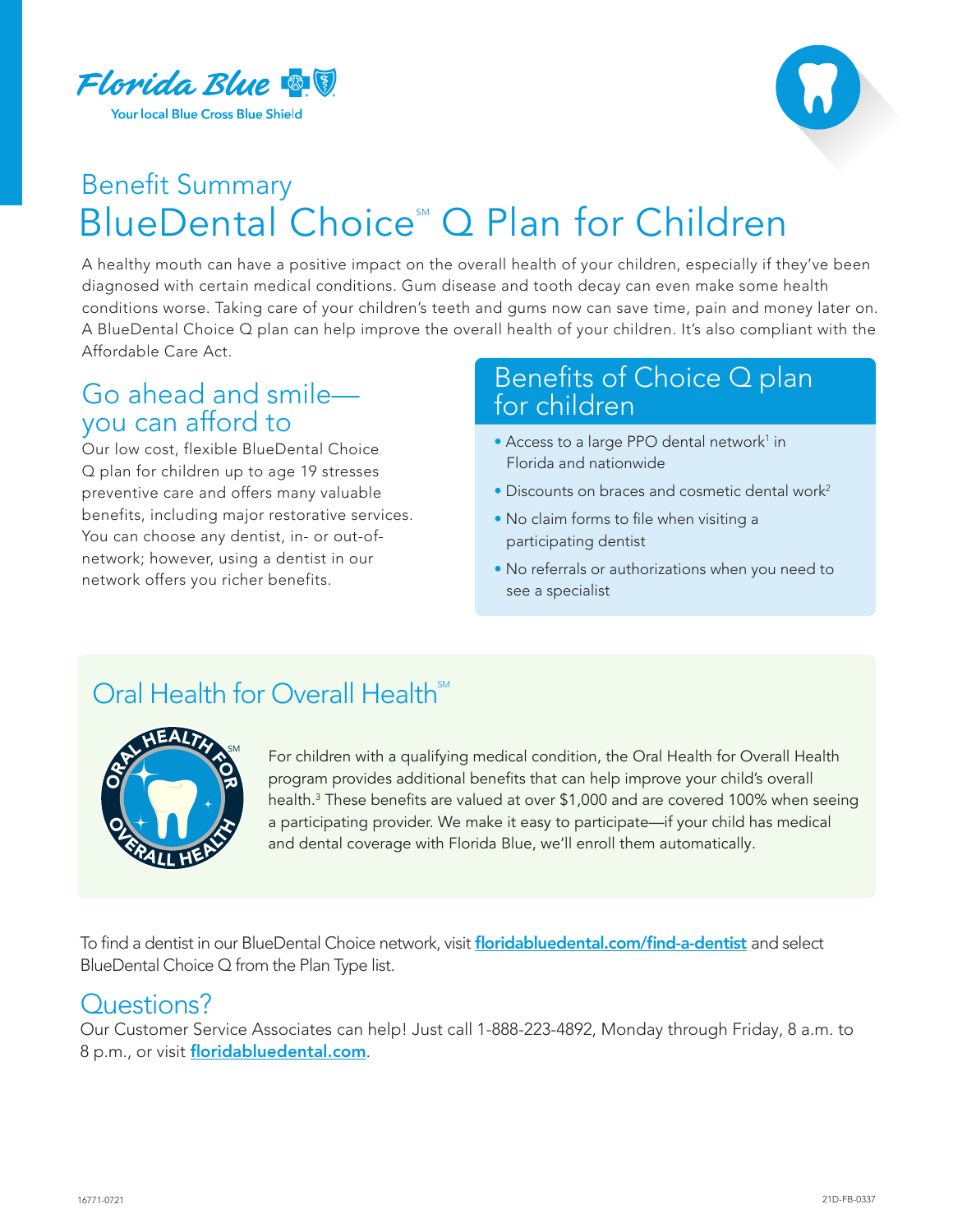Florida Blue

Your local Blue Cross Blue Shield

# Benefit Summary

# BlueDental Choice[SM] Q Plan for Children

A healthy mouth can have a positive impact on the overall health of your children, especially if they've been diagnosed with certain medical conditions. Gum disease and tooth decay can even make some health conditions worse. Taking care of your children's teeth and gums now can save time, pain and money later on. A BlueDental Choice Q plan can help improve the overall health of your children. It's also compliant with the Affordable Care Act.

## Go ahead and smile—you can afford to

Our low cost, flexible BlueDental Choice Q plan for children up to age 19 stresses preventive care and offers many valuable benefits, including major restorative services. You can choose any dentist, in- or out-of-network; however, using a dentist in our network offers you richer benefits.

## Benefits of Choice Q plan for children

- Access to a large PPO dental network[1] in Florida and nationwide
- Discounts on braces and cosmetic dental work[2]
- No claim forms to file when visiting a participating dentist
- No referrals or authorizations when you need to see a specialist

## Oral Health for Overall Health[SM]

For children with a qualifying medical condition, the Oral Health for Overall Health program provides additional benefits that can help improve your child's overall health.[3] These benefits are valued at over $1,000 and are covered 100% when seeing a participating provider. We make it easy to participate—if your child has medical and dental coverage with Florida Blue, we'll enroll them automatically.

To find a dentist in our BlueDental Choice network, visit **floridabluedental.com/find-a-dentist** and select BlueDental Choice Q from the Plan Type list.

## Questions?

Our Customer Service Associates can help! Just call 1-888-223-4892, Monday through Friday, 8 a.m. to 8 p.m., or visit **floridabluedental.com**.

16771-0721

21D-FB-0337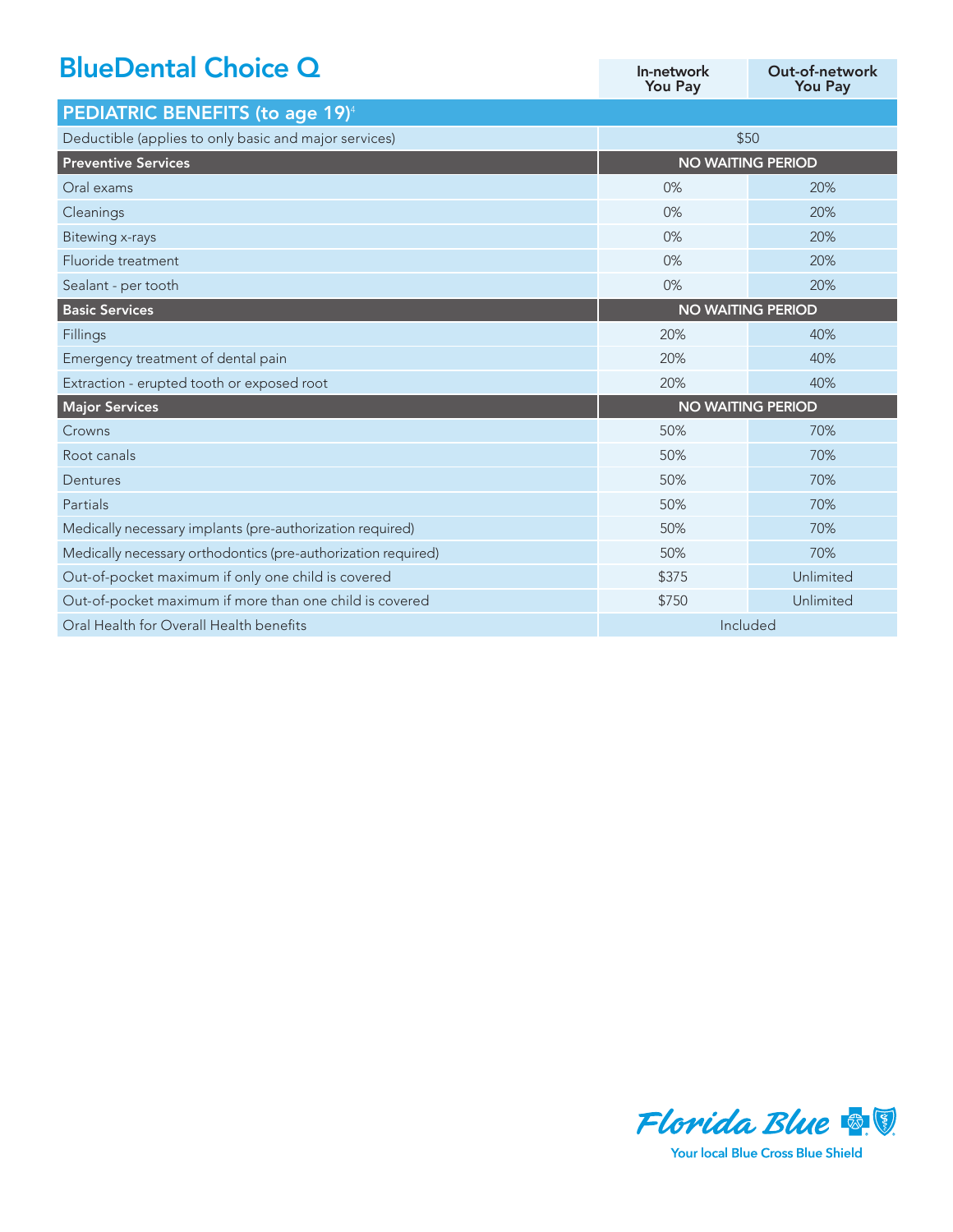# BlueDental Choice Q

| | In-network You Pay | Out-of-network You Pay |
|---|---|---|
| **PEDIATRIC BENEFITS (to age 19)**[4] | | |
| Deductible (applies to only basic and major services) | $50 | |
| **Preventive Services** | **NO WAITING PERIOD** | |
| Oral exams | 0% | 20% |
| Cleanings | 0% | 20% |
| Bitewing x-rays | 0% | 20% |
| Fluoride treatment | 0% | 20% |
| Sealant - per tooth | 0% | 20% |
| **Basic Services** | **NO WAITING PERIOD** | |
| Fillings | 20% | 40% |
| Emergency treatment of dental pain | 20% | 40% |
| Extraction - erupted tooth or exposed root | 20% | 40% |
| **Major Services** | **NO WAITING PERIOD** | |
| Crowns | 50% | 70% |
| Root canals | 50% | 70% |
| Dentures | 50% | 70% |
| Partials | 50% | 70% |
| Medically necessary implants (pre-authorization required) | 50% | 70% |
| Medically necessary orthodontics (pre-authorization required) | 50% | 70% |
| Out-of-pocket maximum if only one child is covered | $375 | Unlimited |
| Out-of-pocket maximum if more than one child is covered | $750 | Unlimited |
| Oral Health for Overall Health benefits | Included | |

Florida Blue
Your local Blue Cross Blue Shield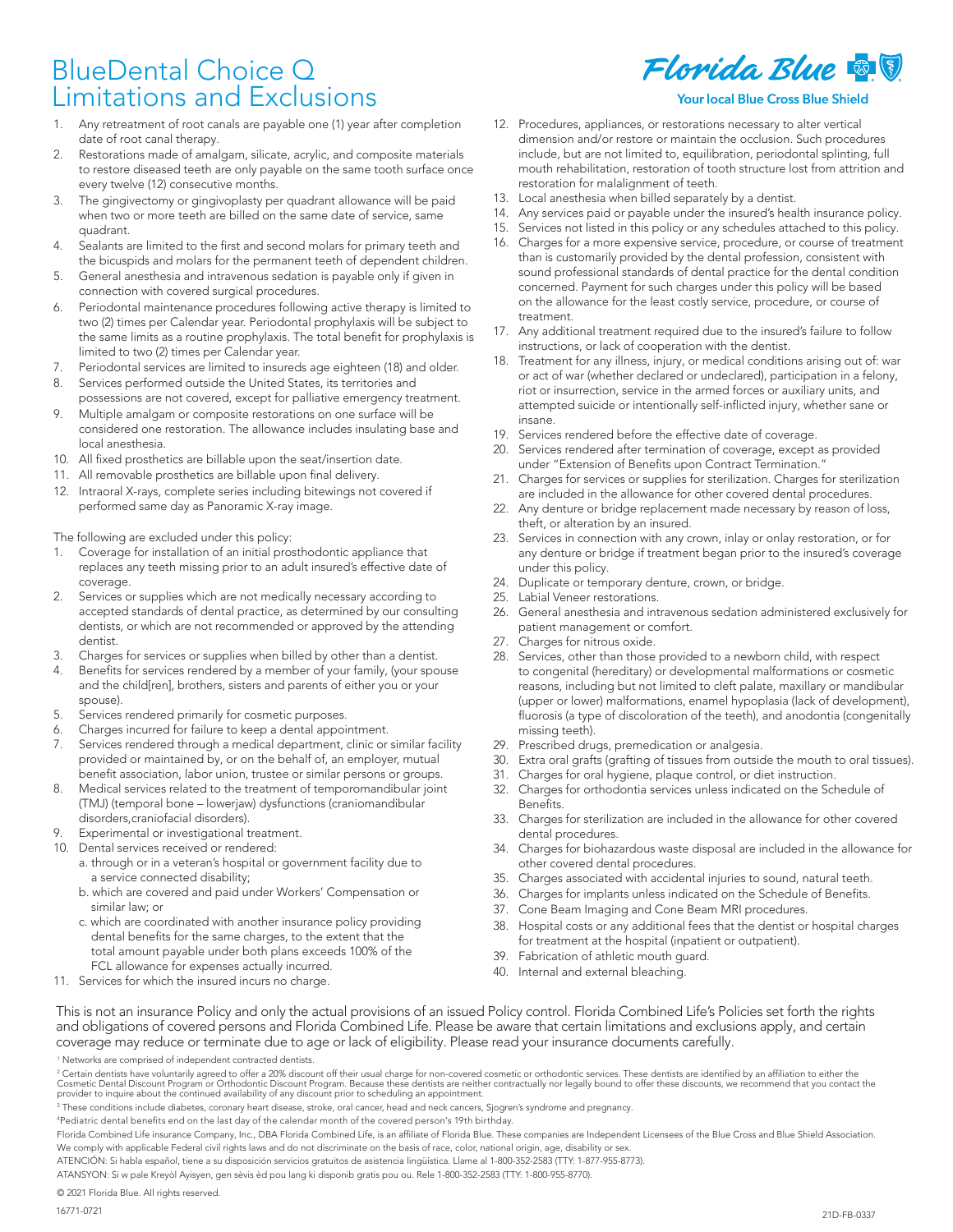# BlueDental Choice Q Limitations and Exclusions

Florida Blue
Your local Blue Cross Blue Shield

1. Any retreatment of root canals are payable one (1) year after completion date of root canal therapy.
2. Restorations made of amalgam, silicate, acrylic, and composite materials to restore diseased teeth are only payable on the same tooth surface once every twelve (12) consecutive months.
3. The gingivectomy or gingivoplasty per quadrant allowance will be paid when two or more teeth are billed on the same date of service, same quadrant.
4. Sealants are limited to the first and second molars for primary teeth and the bicuspids and molars for the permanent teeth of dependent children.
5. General anesthesia and intravenous sedation is payable only if given in connection with covered surgical procedures.
6. Periodontal maintenance procedures following active therapy is limited to two (2) times per Calendar year. Periodontal prophylaxis will be subject to the same limits as a routine prophylaxis. The total benefit for prophylaxis is limited to two (2) times per Calendar year.
7. Periodontal services are limited to insureds age eighteen (18) and older.
8. Services performed outside the United States, its territories and possessions are not covered, except for palliative emergency treatment.
9. Multiple amalgam or composite restorations on one surface will be considered one restoration. The allowance includes insulating base and local anesthesia.
10. All fixed prosthetics are billable upon the seat/insertion date.
11. All removable prosthetics are billable upon final delivery.
12. Intraoral X-rays, complete series including bitewings not covered if performed same day as Panoramic X-ray image.

The following are excluded under this policy:

1. Coverage for installation of an initial prosthodontic appliance that replaces any teeth missing prior to an adult insured's effective date of coverage.
2. Services or supplies which are not medically necessary according to accepted standards of dental practice, as determined by our consulting dentists, or which are not recommended or approved by the attending dentist.
3. Charges for services or supplies when billed by other than a dentist.
4. Benefits for services rendered by a member of your family, (your spouse and the child[ren], brothers, sisters and parents of either you or your spouse).
5. Services rendered primarily for cosmetic purposes.
6. Charges incurred for failure to keep a dental appointment.
7. Services rendered through a medical department, clinic or similar facility provided or maintained by, or on the behalf of, an employer, mutual benefit association, labor union, trustee or similar persons or groups.
8. Medical services related to the treatment of temporomandibular joint (TMJ) (temporal bone – lowerjaw) dysfunctions (craniomandibular disorders,craniofacial disorders).
9. Experimental or investigational treatment.
10. Dental services received or rendered:
    a. through or in a veteran's hospital or government facility due to a service connected disability;
    b. which are covered and paid under Workers' Compensation or similar law; or
    c. which are coordinated with another insurance policy providing dental benefits for the same charges, to the extent that the total amount payable under both plans exceeds 100% of the FCL allowance for expenses actually incurred.
11. Services for which the insured incurs no charge.
12. Procedures, appliances, or restorations necessary to alter vertical dimension and/or restore or maintain the occlusion. Such procedures include, but are not limited to, equilibration, periodontal splinting, full mouth rehabilitation, restoration of tooth structure lost from attrition and restoration for malalignment of teeth.
13. Local anesthesia when billed separately by a dentist.
14. Any services paid or payable under the insured's health insurance policy.
15. Services not listed in this policy or any schedules attached to this policy.
16. Charges for a more expensive service, procedure, or course of treatment than is customarily provided by the dental profession, consistent with sound professional standards of dental practice for the dental condition concerned. Payment for such charges under this policy will be based on the allowance for the least costly service, procedure, or course of treatment.
17. Any additional treatment required due to the insured's failure to follow instructions, or lack of cooperation with the dentist.
18. Treatment for any illness, injury, or medical conditions arising out of: war or act of war (whether declared or undeclared), participation in a felony, riot or insurrection, service in the armed forces or auxiliary units, and attempted suicide or intentionally self-inflicted injury, whether sane or insane.
19. Services rendered before the effective date of coverage.
20. Services rendered after termination of coverage, except as provided under "Extension of Benefits upon Contract Termination."
21. Charges for services or supplies for sterilization. Charges for sterilization are included in the allowance for other covered dental procedures.
22. Any denture or bridge replacement made necessary by reason of loss, theft, or alteration by an insured.
23. Services in connection with any crown, inlay or onlay restoration, or for any denture or bridge if treatment began prior to the insured's coverage under this policy.
24. Duplicate or temporary denture, crown, or bridge.
25. Labial Veneer restorations.
26. General anesthesia and intravenous sedation administered exclusively for patient management or comfort.
27. Charges for nitrous oxide.
28. Services, other than those provided to a newborn child, with respect to congenital (hereditary) or developmental malformations or cosmetic reasons, including but not limited to cleft palate, maxillary or mandibular (upper or lower) malformations, enamel hypoplasia (lack of development), fluorosis (a type of discoloration of the teeth), and anodontia (congenitally missing teeth).
29. Prescribed drugs, premedication or analgesia.
30. Extra oral grafts (grafting of tissues from outside the mouth to oral tissues).
31. Charges for oral hygiene, plaque control, or diet instruction.
32. Charges for orthodontia services unless indicated on the Schedule of Benefits.
33. Charges for sterilization are included in the allowance for other covered dental procedures.
34. Charges for biohazardous waste disposal are included in the allowance for other covered dental procedures.
35. Charges associated with accidental injuries to sound, natural teeth.
36. Charges for implants unless indicated on the Schedule of Benefits.
37. Cone Beam Imaging and Cone Beam MRI procedures.
38. Hospital costs or any additional fees that the dentist or hospital charges for treatment at the hospital (inpatient or outpatient).
39. Fabrication of athletic mouth guard.
40. Internal and external bleaching.

This is not an insurance Policy and only the actual provisions of an issued Policy control. Florida Combined Life's Policies set forth the rights and obligations of covered persons and Florida Combined Life. Please be aware that certain limitations and exclusions apply, and certain coverage may reduce or terminate due to age or lack of eligibility. Please read your insurance documents carefully.

[1] Networks are comprised of independent contracted dentists.

[2] Certain dentists have voluntarily agreed to offer a 20% discount off their usual charge for non-covered cosmetic or orthodontic services. These dentists are identified by an affiliation to either the Cosmetic Dental Discount Program or Orthodontic Discount Program. Because these dentists are neither contractually nor legally bound to offer these discounts, we recommend that you contact the provider to inquire about the continued availability of any discount prior to scheduling an appointment.

[3] These conditions include diabetes, coronary heart disease, stroke, oral cancer, head and neck cancers, Sjogren's syndrome and pregnancy.

[4] Pediatric dental benefits end on the last day of the calendar month of the covered person's 19th birthday.

Florida Combined Life insurance Company, Inc., DBA Florida Combined Life, is an affiliate of Florida Blue. These companies are Independent Licensees of the Blue Cross and Blue Shield Association.

We comply with applicable Federal civil rights laws and do not discriminate on the basis of race, color, national origin, age, disability or sex.

ATENCIÓN: Si habla español, tiene a su disposición servicios gratuitos de asistencia lingüística. Llame al 1-800-352-2583 (TTY: 1-877-955-8773).

ATANSYON: Si w pale Kreyòl Ayisyen, gen sèvis èd pou lang ki disponib gratis pou ou. Rele 1-800-352-2583 (TTY: 1-800-955-8770).

© 2021 Florida Blue. All rights reserved.

16771-0721

21D-FB-0337